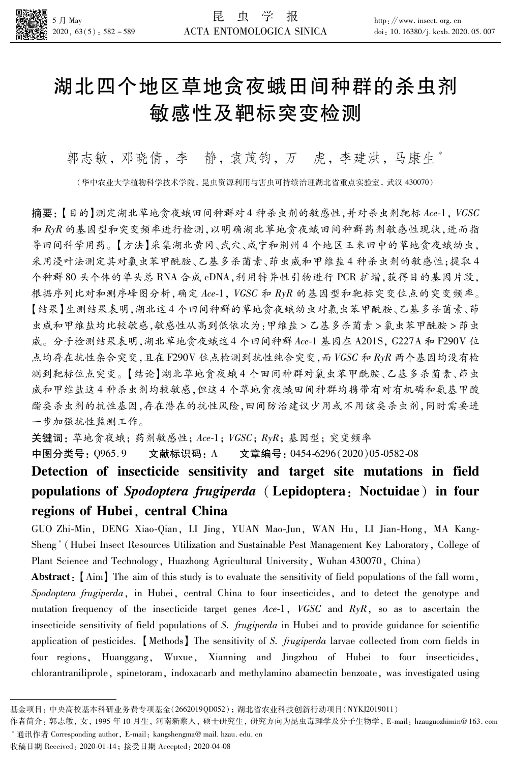# 湖北四个地区草地贪夜蛾田间种群的杀虫剂敏感性及靶标突变检测

郭志敏，邓晓倩，李　静，袁茂钧，万　虎，李建洪，马康生*

（华中农业大学植物科学技术学院，昆虫资源利用与害虫可持续治理湖北省重点实验室，武汉 430070）

**摘要**：【目的】测定湖北草地贪夜蛾田间种群对4种杀虫剂的敏感性，并对杀虫剂靶标 *Ace*-1，*VGSC* 和 *RyR* 的基因型和突变频率进行检测，以明确湖北草地贪夜蛾田间种群药剂敏感性现状，进而指导田间科学用药。【方法】采集湖北黄冈、武穴、咸宁和荆州4个地区玉米田中的草地贪夜蛾幼虫，采用浸叶法测定其对氯虫苯甲酰胺、乙基多杀菌素、茚虫威和甲维盐4种杀虫剂的敏感性；提取4个种群80头个体的单头总RNA合成cDNA，利用特异性引物进行PCR扩增，获得目的基因片段，根据序列比对和测序峰图分析，确定 *Ace*-1，*VGSC* 和 *RyR* 的基因型和靶标突变位点的突变频率。【结果】生测结果表明，湖北这4个田间种群的草地贪夜蛾幼虫对氯虫苯甲酰胺、乙基多杀菌素、茚虫威和甲维盐均比较敏感，敏感性从高到低依次为：甲维盐 > 乙基多杀菌素 > 氯虫苯甲酰胺 > 茚虫威。分子检测结果表明，湖北草地贪夜蛾这4个田间种群 *Ace*-1 基因在 A201S，G227A 和 F290V 位点均存在抗性杂合突变，且在 F290V 位点检测到抗性纯合突变，而 *VGSC* 和 *RyR* 两个基因均没有检测到靶标位点突变。【结论】湖北草地贪夜蛾4个田间种群对氯虫苯甲酰胺、乙基多杀菌素、茚虫威和甲维盐这4种杀虫剂均较敏感，但这4个草地贪夜蛾田间种群均携带有对有机磷和氨基甲酸酯类杀虫剂的抗性基因，存在潜在的抗性风险，田间防治建议少用或不用该类杀虫剂，同时需要进一步加强抗性监测工作。

**关键词**：草地贪夜蛾；药剂敏感性；*Ace*-1；*VGSC*；*RyR*；基因型；突变频率

**中图分类号**：Q965.9　　**文献标识码**：A　　**文章编号**：0454-6296(2020)05-0582-08

# Detection of insecticide sensitivity and target site mutations in field populations of *Spodoptera frugiperda* (Lepidoptera: Noctuidae) in four regions of Hubei, central China

GUO Zhi-Min, DENG Xiao-Qian, LI Jing, YUAN Mao-Jun, WAN Hu, LI Jian-Hong, MA Kang-Sheng* (Hubei Insect Resources Utilization and Sustainable Pest Management Key Laboratory, College of Plant Science and Technology, Huazhong Agricultural University, Wuhan 430070, China)

**Abstract**:【Aim】The aim of this study is to evaluate the sensitivity of field populations of the fall worm, *Spodoptera frugiperda*, in Hubei, central China to four insecticides, and to detect the genotype and mutation frequency of the insecticide target genes *Ace*-1, *VGSC* and *RyR*, so as to ascertain the insecticide sensitivity of field populations of *S. frugiperda* in Hubei and to provide guidance for scientific application of pesticides.【Methods】The sensitivity of *S. frugiperda* larvae collected from corn fields in four regions, Huanggang, Wuxue, Xianning and Jingzhou of Hubei to four insecticides, chlorantraniliprole, spinetoram, indoxacarb and methylamino abamectin benzoate, was investigated using

---

基金项目：中央高校基本科研业务费专项基金(2662019QD052)；湖北省农业科技创新行动项目(NYKJ2019011)

作者简介：郭志敏，女，1995年10月生，河南新蔡人，硕士研究生，研究方向为昆虫毒理学及分子生物学，E-mail：hzauguozhimin@163.com

\* 通讯作者 Corresponding author, E-mail：kangshengma@mail.hzau.edu.cn

收稿日期 Received：2020-01-14；接受日期 Accepted：2020-04-08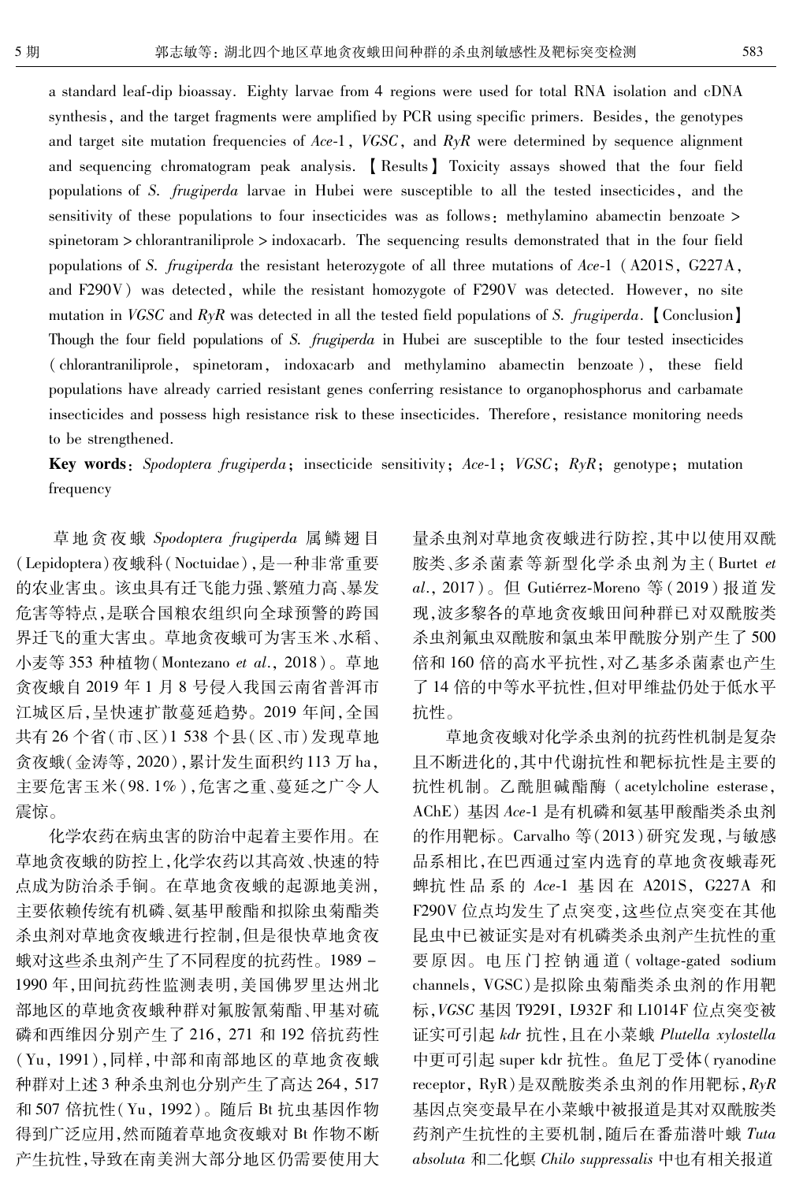a standard leaf-dip bioassay. Eighty larvae from 4 regions were used for total RNA isolation and cDNA synthesis, and the target fragments were amplified by PCR using specific primers. Besides, the genotypes and target site mutation frequencies of *Ace*-1, *VGSC*, and *RyR* were determined by sequence alignment and sequencing chromatogram peak analysis. 【Results】 Toxicity assays showed that the four field populations of *S. frugiperda* larvae in Hubei were susceptible to all the tested insecticides, and the sensitivity of these populations to four insecticides was as follows: methylamino abamectin benzoate > spinetoram > chlorantraniliprole > indoxacarb. The sequencing results demonstrated that in the four field populations of *S. frugiperda* the resistant heterozygote of all three mutations of *Ace*-1 (A201S, G227A, and F290V) was detected, while the resistant homozygote of F290V was detected. However, no site mutation in *VGSC* and *RyR* was detected in all the tested field populations of *S. frugiperda*. 【Conclusion】 Though the four field populations of *S. frugiperda* in Hubei are susceptible to the four tested insecticides (chlorantraniliprole, spinetoram, indoxacarb and methylamino abamectin benzoate), these field populations have already carried resistant genes conferring resistance to organophosphorus and carbamate insecticides and possess high resistance risk to these insecticides. Therefore, resistance monitoring needs to be strengthened.

**Key words**: *Spodoptera frugiperda*; insecticide sensitivity; *Ace*-1; *VGSC*; *RyR*; genotype; mutation frequency

草地贪夜蛾 *Spodoptera frugiperda* 属鳞翅目(Lepidoptera)夜蛾科(Noctuidae),是一种非常重要的农业害虫。该虫具有迁飞能力强、繁殖力高、暴发危害等特点,是联合国粮农组织向全球预警的跨国界迁飞的重大害虫。草地贪夜蛾可为害玉米、水稻、小麦等353种植物(Montezano *et al.*, 2018)。草地贪夜蛾自2019年1月8号侵入我国云南省普洱市江城区后,呈快速扩散蔓延趋势。2019年间,全国共有26个省(市、区)1 538个县(区、市)发现草地贪夜蛾(金涛等, 2020),累计发生面积约113万ha,主要危害玉米(98.1%),危害之重、蔓延之广令人震惊。

化学农药在病虫害的防治中起着主要作用。在草地贪夜蛾的防控上,化学农药以其高效、快速的特点成为防治杀手锏。在草地贪夜蛾的起源地美洲,主要依赖传统有机磷、氨基甲酸酯和拟除虫菊酯类杀虫剂对草地贪夜蛾进行控制,但是很快草地贪夜蛾对这些杀虫剂产生了不同程度的抗药性。1989-1990年,田间抗药性监测表明,美国佛罗里达州北部地区的草地贪夜蛾种群对氟胺氰菊酯、甲基对硫磷和西维因分别产生了216, 271 和192倍抗药性(Yu, 1991),同样,中部和南部地区的草地贪夜蛾种群对上述3种杀虫剂也分别产生了高达264, 517和507倍抗性(Yu, 1992)。随后Bt抗虫基因作物得到广泛应用,然而随着草地贪夜蛾对Bt作物不断产生抗性,导致在南美洲大部分地区仍需要使用大量杀虫剂对草地贪夜蛾进行防控,其中以使用双酰胺类、多杀菌素等新型化学杀虫剂为主(Burtet *et al.*, 2017)。但Gutiérrez-Moreno等(2019)报道发现,波多黎各的草地贪夜蛾田间种群已对双酰胺类杀虫剂氟虫双酰胺和氯虫苯甲酰胺分别产生了500倍和160倍的高水平抗性,对乙基多杀菌素也产生了14倍的中等水平抗性,但对甲维盐仍处于低水平抗性。

草地贪夜蛾对化学杀虫剂的抗药性机制是复杂且不断进化的,其中代谢抗性和靶标抗性是主要的抗性机制。乙酰胆碱酯酶(acetylcholine esterase, AChE)基因 *Ace*-1 是有机磷和氨基甲酸酯类杀虫剂的作用靶标。Carvalho等(2013)研究发现,与敏感品系相比,在巴西通过室内选育的草地贪夜蛾毒死蜱抗性品系的 *Ace*-1 基因在A201S, G227A和F290V位点均发生了点突变,这些位点突变在其他昆虫中已被证实是对有机磷类杀虫剂产生抗性的重要原因。电压门控钠通道(voltage-gated sodium channels, VGSC)是拟除虫菊酯类杀虫剂的作用靶标,*VGSC* 基因T929I, L932F和L1014F位点突变被证实可引起kdr抗性,且在小菜蛾 *Plutella xylostella* 中更可引起super kdr抗性。鱼尼丁受体(ryanodine receptor, RyR)是双酰胺类杀虫剂的作用靶标,*RyR* 基因点突变最早在小菜蛾中被报道是其对双酰胺类药剂产生抗性的主要机制,随后在番茄潜叶蛾 *Tuta absoluta* 和二化螟 *Chilo suppressalis* 中也有相关报道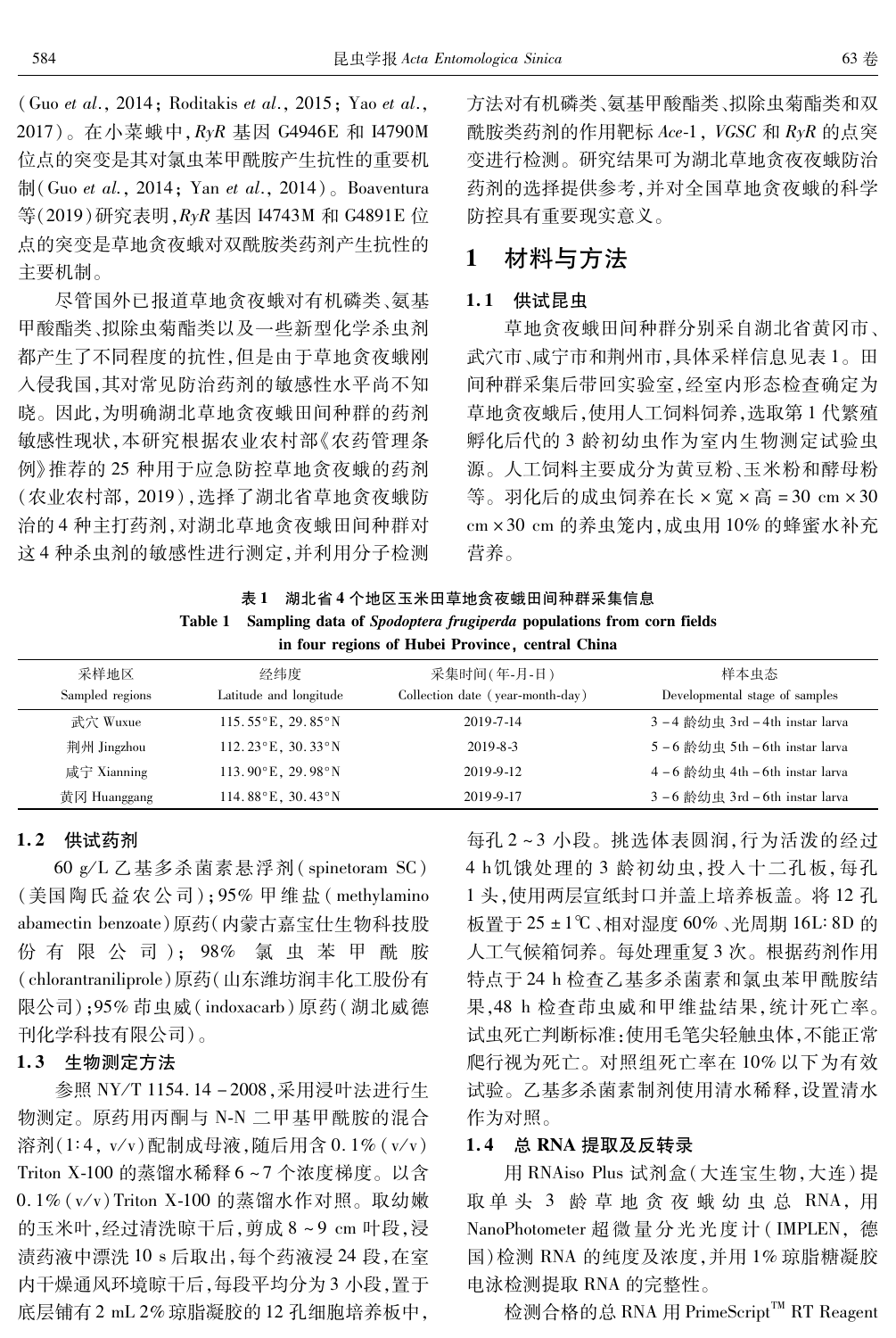(Guo *et al.*, 2014; Roditakis *et al.*, 2015; Yao *et al.*, 2017)。在小菜蛾中，*RyR* 基因 G4946E 和 I4790M 位点的突变是其对氯虫苯甲酰胺产生抗性的重要机制(Guo *et al.*, 2014; Yan *et al.*, 2014)。Boaventura 等(2019)研究表明，*RyR* 基因 I4743M 和 G4891E 位点的突变是草地贪夜蛾对双酰胺类药剂产生抗性的主要机制。

尽管国外已报道草地贪夜蛾对有机磷类、氨基甲酸酯类、拟除虫菊酯类以及一些新型化学杀虫剂都产生了不同程度的抗性，但是由于草地贪夜蛾刚入侵我国，其对常见防治药剂的敏感性水平尚不知晓。因此，为明确湖北草地贪夜蛾田间种群的药剂敏感性现状，本研究根据农业农村部《农药管理条例》推荐的 25 种用于应急防控草地贪夜蛾的药剂(农业农村部, 2019)，选择了湖北省草地贪夜蛾防治的 4 种主打药剂，对湖北草地贪夜蛾田间种群对这 4 种杀虫剂的敏感性进行测定，并利用分子检测方法对有机磷类、氨基甲酸酯类、拟除虫菊酯类和双酰胺类药剂的作用靶标 *Ace*-1, *VGSC* 和 *RyR* 的点突变进行检测。研究结果可为湖北草地贪夜蛾防治药剂的选择提供参考，并对全国草地贪夜蛾的科学防控具有重要现实意义。

# 1 材料与方法

## 1.1 供试昆虫

草地贪夜蛾田间种群分别采自湖北省黄冈市、武穴市、咸宁市和荆州市，具体采样信息见表 1。田间种群采集后带回实验室，经室内形态检查确定为草地贪夜蛾后，使用人工饲料饲养，选取第 1 代繁殖孵化后代的 3 龄初幼虫作为室内生物测定试验虫源。人工饲料主要成分为黄豆粉、玉米粉和酵母粉等。羽化后的成虫饲养在长 × 宽 × 高 = 30 cm × 30 cm × 30 cm 的养虫笼内，成虫用 10% 的蜂蜜水补充营养。

表 1 湖北省 4 个地区玉米田草地贪夜蛾田间种群采集信息

Table 1 Sampling data of *Spodoptera frugiperda* populations from corn fields in four regions of Hubei Province, central China

| 采样地区 Sampled regions | 经纬度 Latitude and longitude | 采集时间(年-月-日) Collection date (year-month-day) | 样本虫态 Developmental stage of samples |
|---|---|---|---|
| 武穴 Wuxue | 115.55°E, 29.85°N | 2019-7-14 | 3-4 龄幼虫 3rd-4th instar larva |
| 荆州 Jingzhou | 112.23°E, 30.33°N | 2019-8-3 | 5-6 龄幼虫 5th-6th instar larva |
| 咸宁 Xianning | 113.90°E, 29.98°N | 2019-9-12 | 4-6 龄幼虫 4th-6th instar larva |
| 黄冈 Huanggang | 114.88°E, 30.43°N | 2019-9-17 | 3-6 龄幼虫 3rd-6th instar larva |

## 1.2 供试药剂

60 g/L 乙基多杀菌素悬浮剂(spinetoram SC)(美国陶氏益农公司)；95% 甲维盐(methylamino abamectin benzoate)原药(内蒙古嘉宝仕生物科技股份有限公司)；98% 氯虫苯甲酰胺(chlorantraniliprole)原药(山东潍坊润丰化工股份有限公司)；95% 茚虫威(indoxacarb)原药(湖北威德利化学科技有限公司)。

## 1.3 生物测定方法

参照 NY/T 1154.14-2008，采用浸叶法进行生物测定。原药用丙酮与 N-N 二甲基甲酰胺的混合溶剂(1:4, v/v)配制成母液，随后用含 0.1% (v/v) Triton X-100 的蒸馏水稀释 6~7 个浓度梯度。以含 0.1% (v/v) Triton X-100 的蒸馏水作对照。取幼嫩的玉米叶，经过清洗晾干后，剪成 8~9 cm 叶段，浸渍药液中漂洗 10 s 后取出，每个药液浸 24 段，在室内干燥通风环境晾干后，每段平均分为 3 小段，置于底层铺有 2 mL 2% 琼脂凝胶的 12 孔细胞培养板中，每孔 2~3 小段。挑选体表圆润，行为活泼的经过 4 h 饥饿处理的 3 龄初幼虫，投入十二孔板，每孔 1 头，使用两层宣纸封口并盖上培养板盖。将 12 孔板置于 25±1℃、相对湿度 60%、光周期 16L:8D 的人工气候箱饲养。每处理重复 3 次。根据药剂作用特点于 24 h 检查乙基多杀菌素和氯虫苯甲酰胺结果，48 h 检查茚虫威和甲维盐结果，统计死亡率。试虫死亡判断标准：使用毛笔尖轻触虫体，不能正常爬行视为死亡。对照组死亡率在 10% 以下为有效试验。乙基多杀菌素制剂使用清水稀释，设置清水作为对照。

## 1.4 总 RNA 提取及反转录

用 RNAiso Plus 试剂盒(大连宝生物，大连)提取单头 3 龄草地贪夜蛾幼虫总 RNA，用 NanoPhotometer 超微量分光光度计(IMPLEN, 德国)检测 RNA 的纯度及浓度，并用 1% 琼脂糖凝胶电泳检测提取 RNA 的完整性。

检测合格的总 RNA 用 PrimeScript™ RT Reagent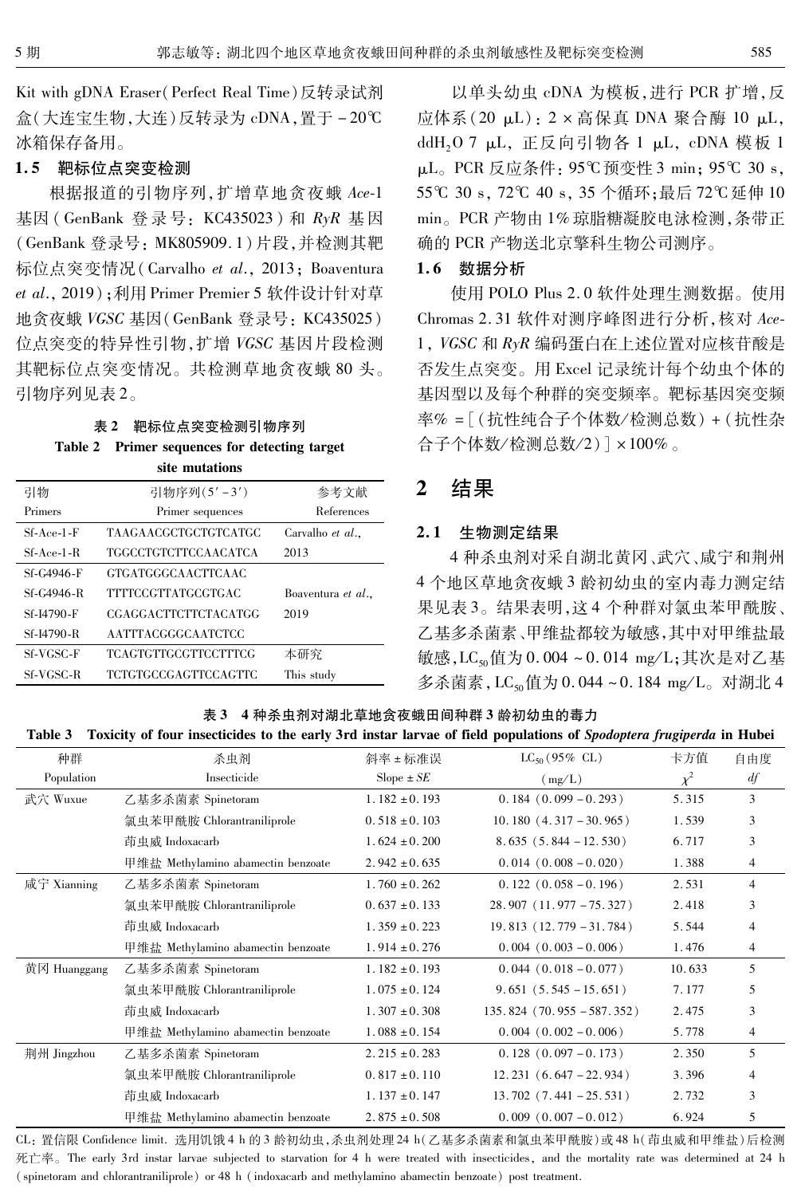Kit with gDNA Eraser(Perfect Real Time)反转录试剂盒(大连宝生物,大连)反转录为 cDNA,置于 -20℃冰箱保存备用。

### 1.5 靶标位点突变检测

根据报道的引物序列,扩增草地贪夜蛾 *Ace*-1 基因(GenBank 登录号:KC435023)和 *RyR* 基因(GenBank 登录号:MK805909.1)片段,并检测其靶标位点突变情况(Carvalho *et al*., 2013; Boaventura *et al*., 2019);利用 Primer Premier 5 软件设计针对草地贪夜蛾 *VGSC* 基因(GenBank 登录号:KC435025)位点突变的特异性引物,扩增 *VGSC* 基因片段检测其靶标位点突变情况。共检测草地贪夜蛾 80 头。引物序列见表 2。

**表 2 靶标位点突变检测引物序列**

**Table 2 Primer sequences for detecting target site mutations**

| 引物 Primers | 引物序列(5′-3′) Primer sequences | 参考文献 References |
|---|---|---|
| Sf-Ace-1-F | TAAGAACGCTGCTGTCATGC | Carvalho *et al*., 2013 |
| Sf-Ace-1-R | TGGCCTGTCTTCCAACATCA | |
| Sf-G4946-F | GTGATGGGCAACTTCAAC | Boaventura *et al*., 2019 |
| Sf-G4946-R | TTTTCCGTTATGCGTGAC | |
| Sf-I4790-F | CGAGGACTTCTTCTACATGG | |
| Sf-I4790-R | AATTTACGGGCAATCTCC | |
| Sf-VGSC-F | TCAGTGTTGCGTTCCTTTCG | 本研究 This study |
| Sf-VGSC-R | TCTGTGCCGAGTTCCAGTTC | |

以单头幼虫 cDNA 为模板,进行 PCR 扩增,反应体系(20 μL):2×高保真 DNA 聚合酶 10 μL, $ddH_2O$ 7 μL, 正反向引物各 1 μL, cDNA 模板 1 μL。PCR 反应条件:95℃预变性 3 min; 95℃ 30 s, 55℃ 30 s, 72℃ 40 s, 35 个循环;最后 72℃延伸 10 min。PCR 产物由 1% 琼脂糖凝胶电泳检测,条带正确的 PCR 产物送北京擎科生物公司测序。

### 1.6 数据分析

使用 POLO Plus 2.0 软件处理生测数据。使用 Chromas 2.31 软件对测序峰图进行分析,核对 *Ace*-1, *VGSC* 和 *RyR* 编码蛋白在上述位置对应核苷酸是否发生点突变。用 Excel 记录统计每个幼虫个体的基因型以及每个种群的突变频率。靶标基因突变频率% =[(抗性纯合子个体数/检测总数)+(抗性杂合子个体数/检测总数/2)]×100%。

## 2 结果

### 2.1 生物测定结果

4 种杀虫剂对采自湖北黄冈、武穴、咸宁和荆州 4 个地区草地贪夜蛾 3 龄初幼虫的室内毒力测定结果见表 3。结果表明,这 4 个种群对氯虫苯甲酰胺、乙基多杀菌素、甲维盐都较为敏感,其中对甲维盐最敏感,$LC_{50}$值为 0.004 ~ 0.014 mg/L;其次是对乙基多杀菌素,$LC_{50}$值为 0.044 ~ 0.184 mg/L。对湖北 4

**表 3 4 种杀虫剂对湖北草地贪夜蛾田间种群 3 龄初幼虫的毒力**

**Table 3 Toxicity of four insecticides to the early 3rd instar larvae of field populations of *Spodoptera frugiperda* in Hubei**

| 种群 Population | 杀虫剂 Insecticide | 斜率±标准误 Slope ± *SE* | $LC_{50}$(95% CL) (mg/L) | 卡方值 $\chi^2$ | 自由度 *df* |
|---|---|---|---|---|---|
| 武穴 Wuxue | 乙基多杀菌素 Spinetoram | 1.182±0.193 | 0.184 (0.099-0.293) | 5.315 | 3 |
| | 氯虫苯甲酰胺 Chlorantraniliprole | 0.518±0.103 | 10.180 (4.317-30.965) | 1.539 | 3 |
| | 茚虫威 Indoxacarb | 1.624±0.200 | 8.635 (5.844-12.530) | 6.717 | 3 |
| | 甲维盐 Methylamino abamectin benzoate | 2.942±0.635 | 0.014 (0.008-0.020) | 1.388 | 4 |
| 咸宁 Xianning | 乙基多杀菌素 Spinetoram | 1.760±0.262 | 0.122 (0.058-0.196) | 2.531 | 4 |
| | 氯虫苯甲酰胺 Chlorantraniliprole | 0.637±0.133 | 28.907 (11.977-75.327) | 2.418 | 3 |
| | 茚虫威 Indoxacarb | 1.359±0.223 | 19.813 (12.779-31.784) | 5.544 | 4 |
| | 甲维盐 Methylamino abamectin benzoate | 1.914±0.276 | 0.004 (0.003-0.006) | 1.476 | 4 |
| 黄冈 Huanggang | 乙基多杀菌素 Spinetoram | 1.182±0.193 | 0.044 (0.018-0.077) | 10.633 | 5 |
| | 氯虫苯甲酰胺 Chlorantraniliprole | 1.075±0.124 | 9.651 (5.545-15.651) | 7.177 | 5 |
| | 茚虫威 Indoxacarb | 1.307±0.308 | 135.824 (70.955-587.352) | 2.475 | 3 |
| | 甲维盐 Methylamino abamectin benzoate | 1.088±0.154 | 0.004 (0.002-0.006) | 5.778 | 4 |
| 荆州 Jingzhou | 乙基多杀菌素 Spinetoram | 2.215±0.283 | 0.128 (0.097-0.173) | 2.350 | 5 |
| | 氯虫苯甲酰胺 Chlorantraniliprole | 0.817±0.110 | 12.231 (6.647-22.934) | 3.396 | 4 |
| | 茚虫威 Indoxacarb | 1.137±0.147 | 13.702 (7.441-25.531) | 2.732 | 3 |
| | 甲维盐 Methylamino abamectin benzoate | 2.875±0.508 | 0.009 (0.007-0.012) | 6.924 | 5 |

CL:置信限 Confidence limit. 选用饥饿 4 h 的 3 龄初幼虫,杀虫剂处理 24 h(乙基多杀菌素和氯虫苯甲酰胺)或 48 h(茚虫威和甲维盐)后检测死亡率。The early 3rd instar larvae subjected to starvation for 4 h were treated with insecticides, and the mortality rate was determined at 24 h (spinetoram and chlorantraniliprole) or 48 h (indoxacarb and methylamino abamectin benzoate) post treatment.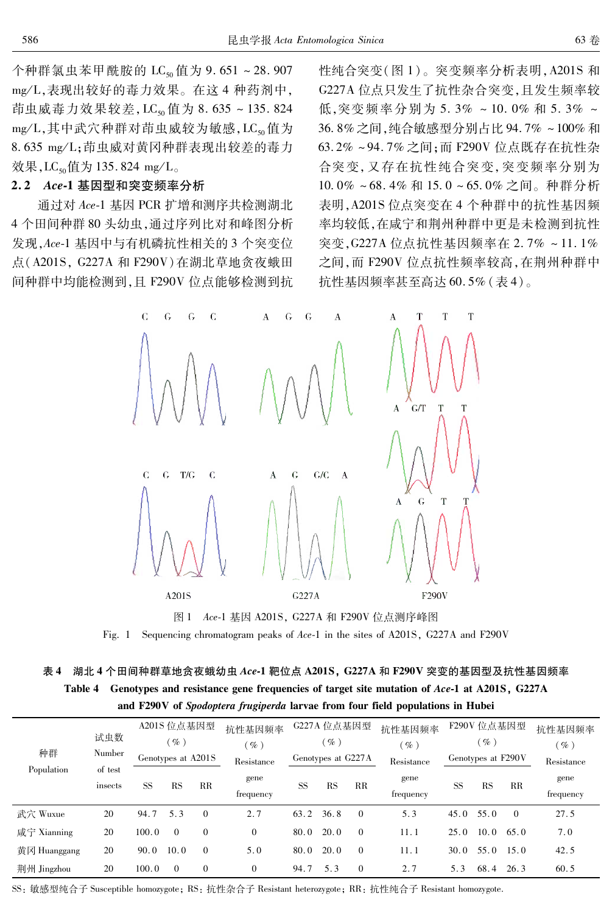个种群氯虫苯甲酰胺的 $LC_{50}$ 值为 9.651 ~ 28.907 mg/L,表现出较好的毒力效果。在这 4 种药剂中,茚虫威毒力效果较差,$LC_{50}$ 值为 8.635 ~ 135.824 mg/L,其中武穴种群对茚虫威较为敏感,$LC_{50}$ 值为 8.635 mg/L;茚虫威对黄冈种群表现出较差的毒力效果,$LC_{50}$值为 135.824 mg/L。

## 2.2 *Ace*-1 基因型和突变频率分析

通过对 *Ace*-1 基因 PCR 扩增和测序共检测湖北 4 个田间种群 80 头幼虫,通过序列比对和峰图分析发现,*Ace*-1 基因中与有机磷抗性相关的 3 个突变位点(A201S, G227A 和 F290V)在湖北草地贪夜蛾田间种群中均能检测到,且 F290V 位点能够检测到抗性纯合突变(图 1)。突变频率分析表明,A201S 和 G227A 位点只发生了抗性杂合突变,且发生频率较低,突变频率分别为 5.3% ~ 10.0% 和 5.3% ~ 36.8% 之间,纯合敏感型分别占比 94.7% ~100% 和 63.2% ~94.7% 之间;而 F290V 位点既存在抗性杂合突变,又存在抗性纯合突变,突变频率分别为 10.0% ~68.4% 和 15.0 ~65.0% 之间。种群分析表明,A201S 位点突变在 4 个种群中的抗性基因频率均较低,在咸宁和荆州种群中更是未检测到抗性突变,G227A 位点抗性基因频率在 2.7% ~11.1% 之间,而 F290V 位点抗性频率较高,在荆州种群中抗性基因频率甚至高达 60.5%(表 4)。

图 1 *Ace*-1 基因 A201S, G227A 和 F290V 位点测序峰图

Fig. 1 Sequencing chromatogram peaks of *Ace*-1 in the sites of A201S, G227A and F290V

**表 4 湖北 4 个田间种群草地贪夜蛾幼虫 *Ace*-1 靶位点 A201S, G227A 和 F290V 突变的基因型及抗性基因频率**

**Table 4 Genotypes and resistance gene frequencies of target site mutation of *Ace*-1 at A201S, G227A and F290V of *Spodoptera frugiperda* larvae from four field populations in Hubei**

| 种群 Population | 试虫数 Number of test insects | A201S 位点基因型 (%) Genotypes at A201S | | | 抗性基因频率 (%) Resistance gene frequency | G227A 位点基因型 (%) Genotypes at G227A | | | 抗性基因频率 (%) Resistance gene frequency | F290V 位点基因型 (%) Genotypes at F290V | | | 抗性基因频率 (%) Resistance gene frequency |
|---|---|---|---|---|---|---|---|---|---|---|---|---|---|
| | | SS | RS | RR | | SS | RS | RR | | SS | RS | RR | |
| 武穴 Wuxue | 20 | 94.7 | 5.3 | 0 | 2.7 | 63.2 | 36.8 | 0 | 5.3 | 45.0 | 55.0 | 0 | 27.5 |
| 咸宁 Xianning | 20 | 100.0 | 0 | 0 | 0 | 80.0 | 20.0 | 0 | 11.1 | 25.0 | 10.0 | 65.0 | 7.0 |
| 黄冈 Huanggang | 20 | 90.0 | 10.0 | 0 | 5.0 | 80.0 | 20.0 | 0 | 11.1 | 30.0 | 55.0 | 15.0 | 42.5 |
| 荆州 Jingzhou | 20 | 100.0 | 0 | 0 | 0 | 94.7 | 5.3 | 0 | 2.7 | 5.3 | 68.4 | 26.3 | 60.5 |

SS: 敏感型纯合子 Susceptible homozygote; RS: 抗性杂合子 Resistant heterozygote; RR: 抗性纯合子 Resistant homozygote.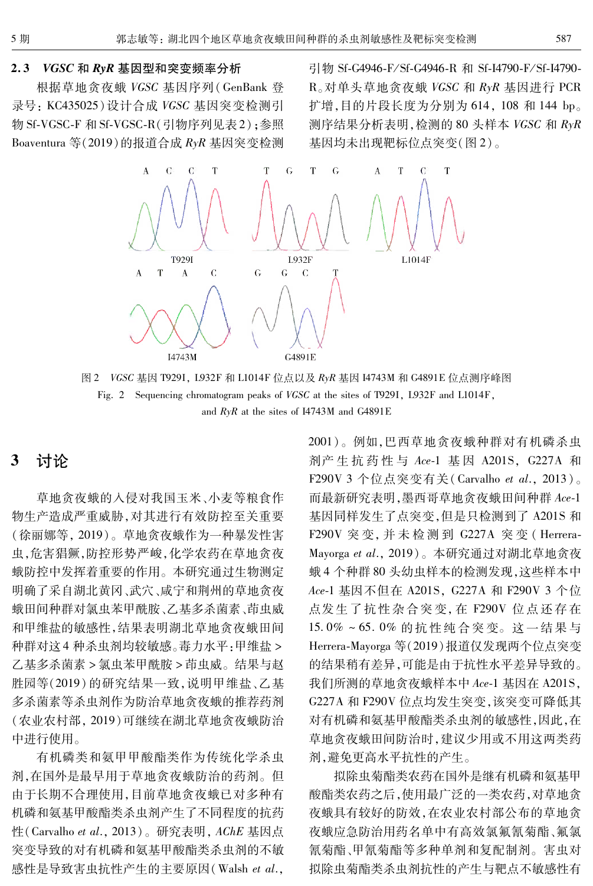### 2.3 *VGSC* 和 *RyR* 基因型和突变频率分析

根据草地贪夜蛾 *VGSC* 基因序列（GenBank 登录号：KC435025）设计合成 *VGSC* 基因突变检测引物 Sf-VGSC-F 和 Sf-VGSC-R（引物序列见表 2）；参照 Boaventura 等（2019）的报道合成 *RyR* 基因突变检测引物 Sf-G4946-F/Sf-G4946-R 和 Sf-I4790-F/Sf-I4790-R。对单头草地贪夜蛾 *VGSC* 和 *RyR* 基因进行 PCR 扩增，目的片段长度为分别为 614，108 和 144 bp。测序结果分析表明，检测的 80 头样本 *VGSC* 和 *RyR* 基因均未出现靶标位点突变（图 2）。

图 2　*VGSC* 基因 T929I，L932F 和 L1014F 位点以及 *RyR* 基因 I4743M 和 G4891E 位点测序峰图

Fig. 2　Sequencing chromatogram peaks of *VGSC* at the sites of T929I, L932F and L1014F, and *RyR* at the sites of I4743M and G4891E

## 3　讨论

草地贪夜蛾的入侵对我国玉米、小麦等粮食作物生产造成严重威胁，对其进行有效防控至关重要（徐丽娜等，2019）。草地贪夜蛾作为一种暴发性害虫，危害猖獗，防控形势严峻，化学农药在草地贪夜蛾防控中发挥着重要的作用。本研究通过生物测定明确了采自湖北黄冈、武穴、咸宁和荆州的草地贪夜蛾田间种群对氯虫苯甲酰胺、乙基多杀菌素、茚虫威和甲维盐的敏感性，结果表明湖北草地贪夜蛾田间种群对这 4 种杀虫剂均较敏感。毒力水平：甲维盐 > 乙基多杀菌素 > 氯虫苯甲酰胺 > 茚虫威。结果与赵胜园等（2019）的研究结果一致，说明甲维盐、乙基多杀菌素等杀虫剂作为防治草地贪夜蛾的推荐药剂（农业农村部，2019）可继续在湖北草地贪夜蛾防治中进行使用。

有机磷类和氨甲甲酸酯类作为传统化学杀虫剂，在国外是最早用于草地贪夜蛾防治的药剂。但由于长期不合理使用，目前草地贪夜蛾已对多种有机磷和氨基甲酸酯类杀虫剂产生了不同程度的抗药性（Carvalho *et al.*, 2013）。研究表明，*AChE* 基因点突变导致的对有机磷和氨基甲酸酯类杀虫剂的不敏感性是导致害虫抗性产生的主要原因（Walsh *et al.*, 2001）。例如，巴西草地贪夜蛾种群对有机磷杀虫剂产生抗药性与 *Ace*-1 基因 A201S，G227A 和 F290V 3 个位点突变有关（Carvalho *et al.*, 2013）。而最新研究表明，墨西哥草地贪夜蛾田间种群 *Ace*-1 基因同样发生了点突变，但是只检测到了 A201S 和 F290V 突变，并未检测到 G227A 突变（Herrera-Mayorga *et al.*, 2019）。本研究通过对湖北草地贪夜蛾 4 个种群 80 头幼虫样本的检测发现，这些样本中 *Ace*-1 基因不但在 A201S，G227A 和 F290V 3 个位点发生了抗性杂合突变，在 F290V 位点还存在 15.0% ~ 65.0% 的抗性纯合突变。这一结果与 Herrera-Mayorga 等（2019）报道仅发现两个位点突变的结果稍有差异，可能是由于抗性水平差异导致的。我们所测的草地贪夜蛾样本中 *Ace*-1 基因在 A201S，G227A 和 F290V 位点均发生突变，该突变可降低其对有机磷和氨基甲酸酯类杀虫剂的敏感性，因此，在草地贪夜蛾田间防治时，建议少用或不用这两类药剂，避免更高水平抗性的产生。

拟除虫菊酯类农药在国外是继有机磷和氨基甲酸酯类农药之后，使用最广泛的一类农药，对草地贪夜蛾具有较好的防效，在农业农村部公布的草地贪夜蛾应急防治用药名单中有高效氯氟氰菊酯、氟氯氰菊酯、甲氰菊酯等多种单剂和复配制剂。害虫对拟除虫菊酯类杀虫剂抗性的产生与靶点不敏感性有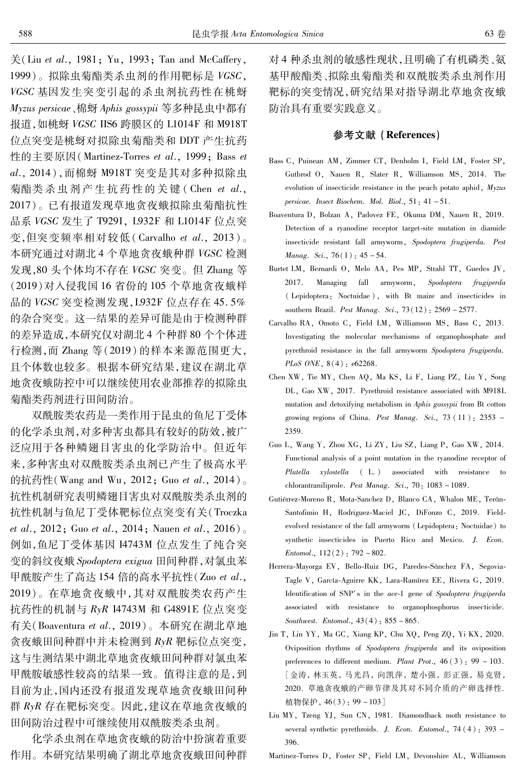关(Liu *et al.*, 1981; Yu, 1993; Tan and McCaffery, 1999)。拟除虫菊酯类杀虫剂的作用靶标是 *VGSC*，*VGSC* 基因发生突变引起的杀虫剂抗药性在桃蚜 *Myzus persicae*、棉蚜 *Aphis gossypii* 等多种昆虫中都有报道，如桃蚜 *VGSC* IIS6 跨膜区的 L1014F 和 M918T 位点突变是桃蚜对拟除虫菊酯类和 DDT 产生抗药性的主要原因(Martinez-Torres *et al.*, 1999; Bass *et al.*, 2014)，而棉蚜 M918T 突变是其对多种拟除虫菊酯类杀虫剂产生抗药性的关键(Chen *et al.*, 2017)。已有报道发现草地贪夜蛾拟除虫菊酯抗性品系 *VGSC* 发生了 T929I, L932F 和 L1014F 位点突变，但突变频率相对较低(Carvalho *et al.*, 2013)。本研究通过对湖北 4 个草地贪夜蛾种群 *VGSC* 检测发现，80 头个体均不存在 *VGSC* 突变。但 Zhang 等(2019)对入侵我国 16 省份的 105 个草地贪夜蛾样品的 *VGSC* 突变检测发现，L932F 位点存在 45.5% 的杂合突变。这一结果的差异可能是由于检测种群的差异造成，本研究仅对湖北 4 个种群 80 个个体进行检测，而 Zhang 等(2019)的样本来源范围更大，且个体数也较多。根据本研究结果，建议在湖北草地贪夜蛾防控中可以继续使用农业部推荐的拟除虫菊酯类药剂进行田间防治。

双酰胺类农药是一类作用于昆虫的鱼尼丁受体的化学杀虫剂，对多种害虫都具有较好的防效，被广泛应用于各种鳞翅目害虫的化学防治中。但近年来，多种害虫对双酰胺类杀虫剂已产生了极高水平的抗药性(Wang and Wu, 2012; Guo *et al.*, 2014)。抗性机制研究表明鳞翅目害虫对双酰胺类杀虫剂的抗性机制与鱼尼丁受体靶标位点突变有关(Troczka *et al.*, 2012; Guo *et al.*, 2014; Nauen *et al.*, 2016)。例如，鱼尼丁受体基因 I4743M 位点发生了纯合突变的斜纹夜蛾 *Spodoptera exigua* 田间种群，对氯虫苯甲酰胺产生了高达 154 倍的高水平抗性(Zuo *et al.*, 2019)。在草地贪夜蛾中，其对双酰胺类农药产生抗药性的机制与 *RyR* I4743M 和 G4891E 位点突变有关(Boaventura *et al.*, 2019)。本研究在湖北草地贪夜蛾田间种群中并未检测到 *RyR* 靶标位点突变，这与生测结果中湖北草地贪夜蛾田间种群对氯虫苯甲酰胺敏感性较高的结果一致。值得注意的是，到目前为止，国内还没有报道发现草地贪夜蛾田间种群 *RyR* 存在靶标突变。因此，建议在草地贪夜蛾的田间防治过程中可继续使用双酰胺类杀虫剂。

化学杀虫剂在草地贪夜蛾的防治中扮演着重要作用。本研究结果明确了湖北草地贪夜蛾田间种群对 4 种杀虫剂的敏感性现状，且明确了有机磷类、氨基甲酸酯类、拟除虫菊酯类和双酰胺类杀虫剂作用靶标的突变情况，研究结果对指导湖北草地贪夜蛾防治具有重要实践意义。

## 参考文献(References)

Bass C, Puinean AM, Zimmer CT, Denholm I, Field LM, Foster SP, Gutbrod O, Nauen R, Slater R, Williamson MS, 2014. The evolution of insecticide resistance in the peach potato aphid, *Myzus persicae*. *Insect Biochem. Mol. Biol.*, 51: 41–51.

Boaventura D, Bolzan A, Padovez FE, Okuma DM, Nauen R, 2019. Detection of a ryanodine receptor target-site mutation in diamide insecticide resistant fall armyworm, *Spodoptera frugiperda*. *Pest Manag. Sci.*, 76(1): 45–54.

Burtet LM, Bernardi O, Melo AA, Pes MP, Strahl TT, Guedes JV, 2017. Managing fall armyworm, *Spodoptera frugiperda* (Lepidoptera: Noctuidae), with Bt maize and insecticides in southern Brazil. *Pest Manag. Sci.*, 73(12): 2569–2577.

Carvalho RA, Omoto C, Field LM, Williamson MS, Bass C, 2013. Investigating the molecular mechanisms of organophosphate and pyrethroid resistance in the fall armyworm *Spodoptera frugiperda*. *PLoS ONE*, 8(4): e62268.

Chen XW, Tie MY, Chen AQ, Ma KS, Li F, Liang PZ, Liu Y, Song DL, Gao XW, 2017. Pyrethroid resistance associated with M918L mutation and detoxifying metabolism in *Aphis gossypii* from Bt cotton growing regions of China. *Pest Manag. Sci.*, 73(11): 2353–2359.

Guo L, Wang Y, Zhou XG, Li ZY, Liu SZ, Liang P, Gao XW, 2014. Functional analysis of a point mutation in the ryanodine receptor of *Plutella xylostella* (L.) associated with resistance to chlorantraniliprole. *Pest Manag. Sci.*, 70: 1083–1089.

Gutiérrez-Moreno R, Mota-Sanchez D, Blanco CA, Whalon ME, Terán-Santofimio H, Rodriguez-Maciel JC, DiFonzo C, 2019. Field-evolved resistance of the fall armyworm (Lepidoptera: Noctuidae) to synthetic insecticides in Puerto Rico and Mexico. *J. Econ. Entomol.*, 112(2): 792–802.

Herrera-Mayorga EV, Bello-Ruiz DG, Paredes-Sánchez FA, Segovia-Tagle V, García-Aguirre KK, Lara-Ramírez EE, Rivera G, 2019. Identification of SNP's in the *ace*-1 gene of *Spodoptera frugiperda* associated with resistance to organophosphorus insecticide. *Southwest. Entomol.*, 43(4): 855–865.

Jin T, Lin YY, Ma GC, Xiang KP, Chu XQ, Peng ZQ, Yi KX, 2020. Oviposition rhythms of *Spodoptera frugiperda* and its oviposition preferences to different medium. *Plant Prot.*, 46(3): 99–103. [金涛, 林玉英, 马光昌, 向凯萍, 楚小强, 彭正强, 易克贤, 2020. 草地贪夜蛾的产卵节律及其对不同介质的产卵选择性. 植物保护, 46(3): 99–103]

Liu MY, Tzeng YJ, Sun CN, 1981. Diamondback moth resistance to several synthetic pyrethroids. *J. Econ. Entomol.*, 74(4): 393–396.

Martinez-Torres D, Foster SP, Field LM, Devonshire AL, Williamson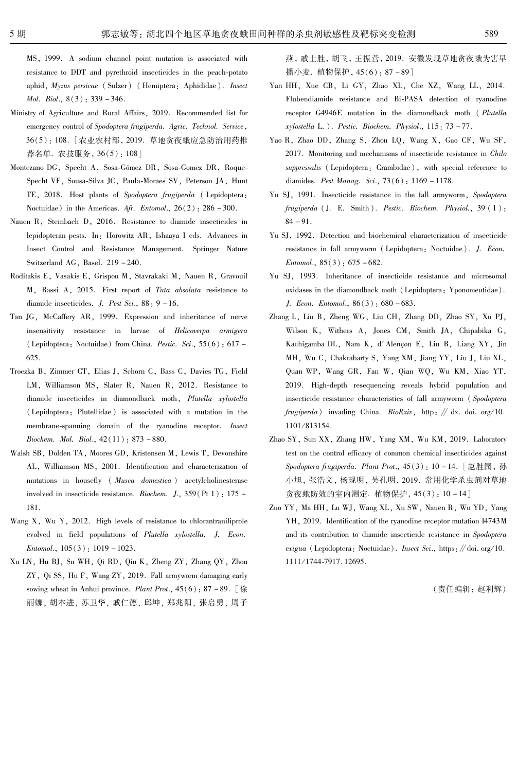MS, 1999. A sodium channel point mutation is associated with resistance to DDT and pyrethroid insecticides in the peach-potato aphid, *Myzus persicae* (Sulzer) (Hemiptera: Aphididae). *Insect Mol. Biol.*, 8(3): 339 – 346.

Ministry of Agriculture and Rural Affairs, 2019. Recommended list for emergency control of *Spodoptera frugiperda*. *Agric. Technol. Service*, 36(5): 108. [农业农村部, 2019. 草地贪夜蛾应急防治用药推荐名单. 农技服务, 36(5): 108]

Montezano DG, Specht A, Sosa-Gómez DR, Sosa-Gomez DR, Roque-Specht VF, Sousa-Silva JC, Paula-Moraes SV, Peterson JA, Hunt TE, 2018. Host plants of *Spodoptera frugiperda* (Lepidoptera: Noctuidae) in the Americas. *Afr. Entomol.*, 26(2): 286 – 300.

Nauen R, Steinbach D, 2016. Resistance to diamide insecticides in lepidopteran pests. In: Horowitz AR, Ishaaya I eds. Advances in Insect Control and Resistance Management. Springer Nature Switzerland AG, Basel. 219 – 240.

Roditakis E, Vasakis E, Grispou M, Stavrakaki M, Nauen R, Gravouil M, Bassi A, 2015. First report of *Tuta absoluta* resistance to diamide insecticides. *J. Pest Sci.*, 88: 9 – 16.

Tan JG, McCaffery AR, 1999. Expression and inheritance of nerve insensitivity resistance in larvae of *Helicoverpa armigera* (Lepidoptera: Noctuidae) from China. *Pestic. Sci.*, 55(6): 617 – 625.

Troczka B, Zimmer CT, Elias J, Schorn C, Bass C, Davies TG, Field LM, Williamson MS, Slater R, Nauen R, 2012. Resistance to diamide insecticides in diamondback moth, *Plutella xylostella* (Lepidoptera: Plutellidae) is associated with a mutation in the membrane-spanning domain of the ryanodine receptor. *Insect Biochem. Mol. Biol.*, 42(11): 873 – 880.

Walsh SB, Dolden TA, Moores GD, Kristensen M, Lewis T, Devonshire AL, Williamson MS, 2001. Identification and characterization of mutations in housefly (*Musca domestica*) acetylcholinesterase involved in insecticide resistance. *Biochem. J.*, 359(Pt 1): 175 – 181.

Wang X, Wu Y, 2012. High levels of resistance to chlorantraniliprole evolved in field populations of *Plutella xylostella*. *J. Econ. Entomol.*, 105(3): 1019 – 1023.

Xu LN, Hu BJ, Su WH, Qi RD, Qiu K, Zheng ZY, Zhang QY, Zhou ZY, Qi SS, Hu F, Wang ZY, 2019. Fall armyworm damaging early sowing wheat in Anhui province. *Plant Prot.*, 45(6): 87 – 89. [徐丽娜, 胡本进, 苏卫华, 戚仁德, 邱坤, 郑兆阳, 张启勇, 周子燕, 戚士胜, 胡飞, 王振营, 2019. 安徽发现草地贪夜蛾为害早播小麦. 植物保护, 45(6): 87 – 89]

Yan HH, Xue CB, Li GY, Zhao XL, Che XZ, Wang LL, 2014. Flubendiamide resistance and Bi-PASA detection of ryanodine receptor G4946E mutation in the diamondback moth (*Plutella xylostella* L.). *Pestic. Biochem. Physiol.*, 115: 73 – 77.

Yao R, Zhao DD, Zhang S, Zhou LQ, Wang X, Gao CF, Wu SF, 2017. Monitoring and mechanisms of insecticide resistance in *Chilo suppressalis* (Lepidoptera: Crambidae), with special reference to diamides. *Pest Manag. Sci.*, 73(6): 1169 – 1178.

Yu SJ, 1991. Insecticide resistance in the fall armyworm, *Spodoptera frugiperda* (J. E. Smith). *Pestic. Biochem. Physiol.*, 39(1): 84 – 91.

Yu SJ, 1992. Detection and biochemical characterization of insecticide resistance in fall armyworm (Lepidoptera: Noctuidae). *J. Econ. Entomol.*, 85(3): 675 – 682.

Yu SJ, 1993. Inheritance of insecticide resistance and microsomal oxidases in the diamondback moth (Lepidoptera: Yponomeutidae). *J. Econ. Entomol.*, 86(3): 680 – 683.

Zhang L, Liu B, Zheng WG, Liu CH, Zhang DD, Zhao SY, Xu PJ, Wilson K, Withers A, Jones CM, Smith JA, Chipabika G, Kachigamba DL, Nam K, d'Alençon E, Liu B, Liang XY, Jin MH, Wu C, Chakrabarty S, Yang XM, Jiang YY, Liu J, Liu XL, Quan WP, Wang GR, Fan W, Qian WQ, Wu KM, Xiao YT, 2019. High-depth resequencing reveals hybrid population and insecticide resistance characteristics of fall armyworm (*Spodoptera frugiperda*) invading China. *BioRxiv*, http://dx.doi.org/10.1101/813154.

Zhao SY, Sun XX, Zhang HW, Yang XM, Wu KM, 2019. Laboratory test on the control efficacy of common chemical insecticides against *Spodoptera frugiperda*. *Plant Prot.*, 45(3): 10 – 14. [赵胜园, 孙小旭, 张浩文, 杨现明, 吴孔明, 2019. 常用化学杀虫剂对草地贪夜蛾防效的室内测定. 植物保护, 45(3): 10 – 14]

Zuo YY, Ma HH, Lu WJ, Wang XL, Xu SW, Nauen R, Wu YD, Yang YH, 2019. Identification of the ryanodine receptor mutation I4743M and its contribution to diamide insecticide resistance in *Spodoptera exigua* (Lepidoptera: Noctuidae). *Insect Sci.*, https://doi.org/10.1111/1744-7917.12695.

(责任编辑：赵利辉)